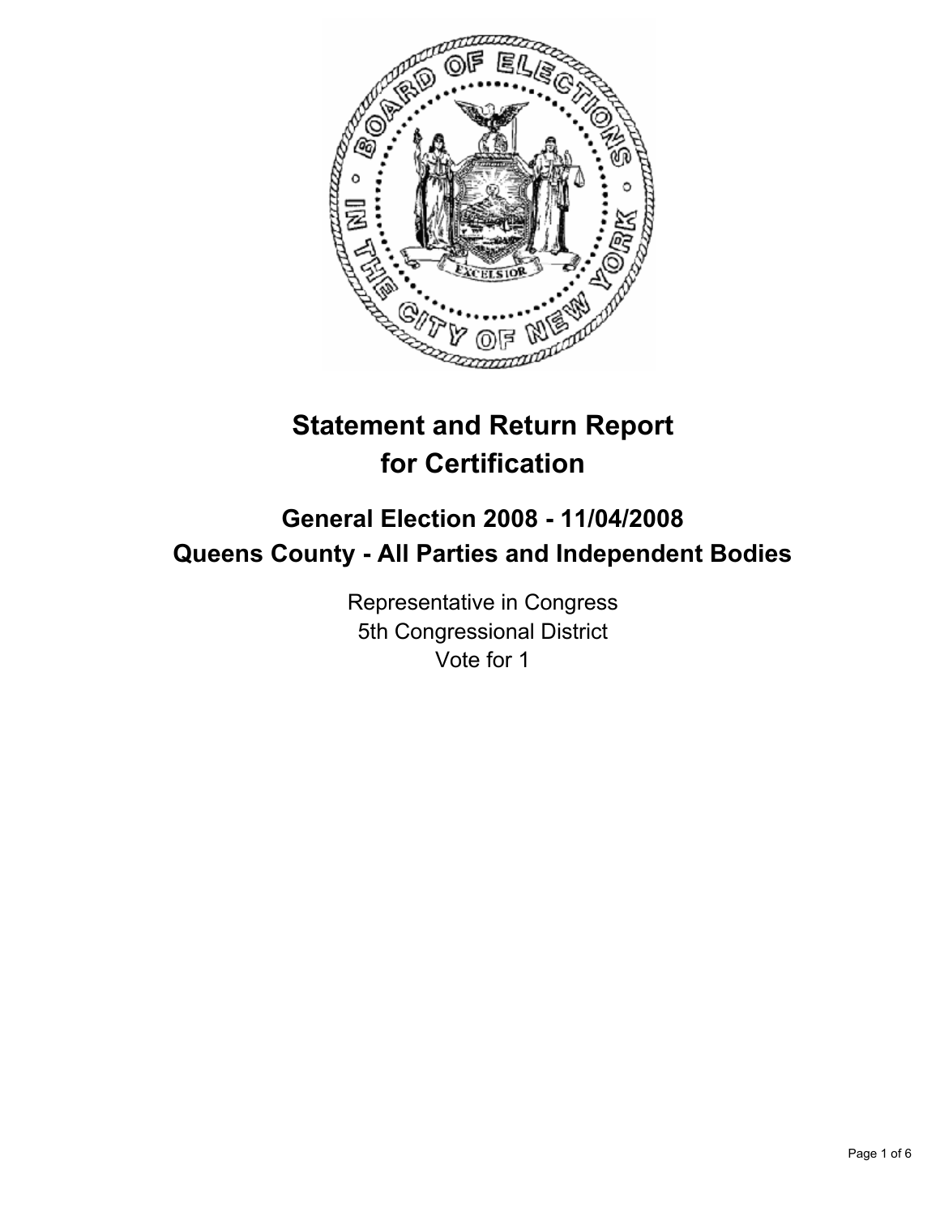# Statement and Return Report for Certification

## General Election 2008 - 11/04/2008

## Queens County - All Parties and Independent Bodies

Representative in Congress
5th Congressional District
Vote for 1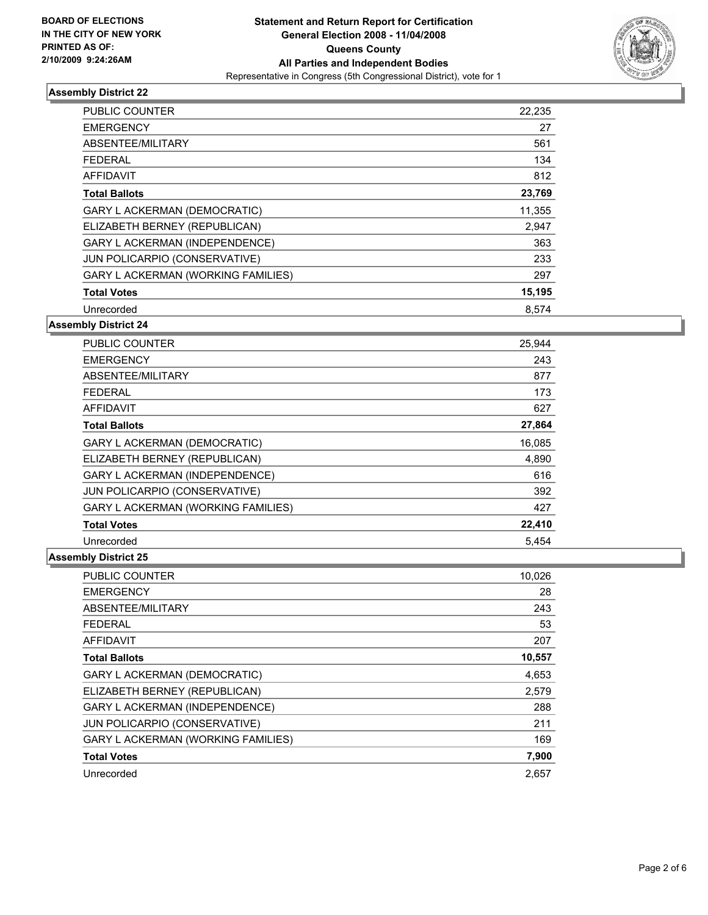**BOARD OF ELECTIONS IN THE CITY OF NEW YORK**
**PRINTED AS OF: 2/10/2009 9:24:26AM**

**Statement and Return Report for Certification**
**General Election 2008 - 11/04/2008**
**Queens County**
**All Parties and Independent Bodies**
Representative in Congress (5th Congressional District), vote for 1

## Assembly District 22

| | |
|---|---|
| PUBLIC COUNTER | 22,235 |
| EMERGENCY | 27 |
| ABSENTEE/MILITARY | 561 |
| FEDERAL | 134 |
| AFFIDAVIT | 812 |
| **Total Ballots** | **23,769** |
| GARY L ACKERMAN (DEMOCRATIC) | 11,355 |
| ELIZABETH BERNEY (REPUBLICAN) | 2,947 |
| GARY L ACKERMAN (INDEPENDENCE) | 363 |
| JUN POLICARPIO (CONSERVATIVE) | 233 |
| GARY L ACKERMAN (WORKING FAMILIES) | 297 |
| **Total Votes** | **15,195** |
| Unrecorded | 8,574 |

## Assembly District 24

| | |
|---|---|
| PUBLIC COUNTER | 25,944 |
| EMERGENCY | 243 |
| ABSENTEE/MILITARY | 877 |
| FEDERAL | 173 |
| AFFIDAVIT | 627 |
| **Total Ballots** | **27,864** |
| GARY L ACKERMAN (DEMOCRATIC) | 16,085 |
| ELIZABETH BERNEY (REPUBLICAN) | 4,890 |
| GARY L ACKERMAN (INDEPENDENCE) | 616 |
| JUN POLICARPIO (CONSERVATIVE) | 392 |
| GARY L ACKERMAN (WORKING FAMILIES) | 427 |
| **Total Votes** | **22,410** |
| Unrecorded | 5,454 |

## Assembly District 25

| | |
|---|---|
| PUBLIC COUNTER | 10,026 |
| EMERGENCY | 28 |
| ABSENTEE/MILITARY | 243 |
| FEDERAL | 53 |
| AFFIDAVIT | 207 |
| **Total Ballots** | **10,557** |
| GARY L ACKERMAN (DEMOCRATIC) | 4,653 |
| ELIZABETH BERNEY (REPUBLICAN) | 2,579 |
| GARY L ACKERMAN (INDEPENDENCE) | 288 |
| JUN POLICARPIO (CONSERVATIVE) | 211 |
| GARY L ACKERMAN (WORKING FAMILIES) | 169 |
| **Total Votes** | **7,900** |
| Unrecorded | 2,657 |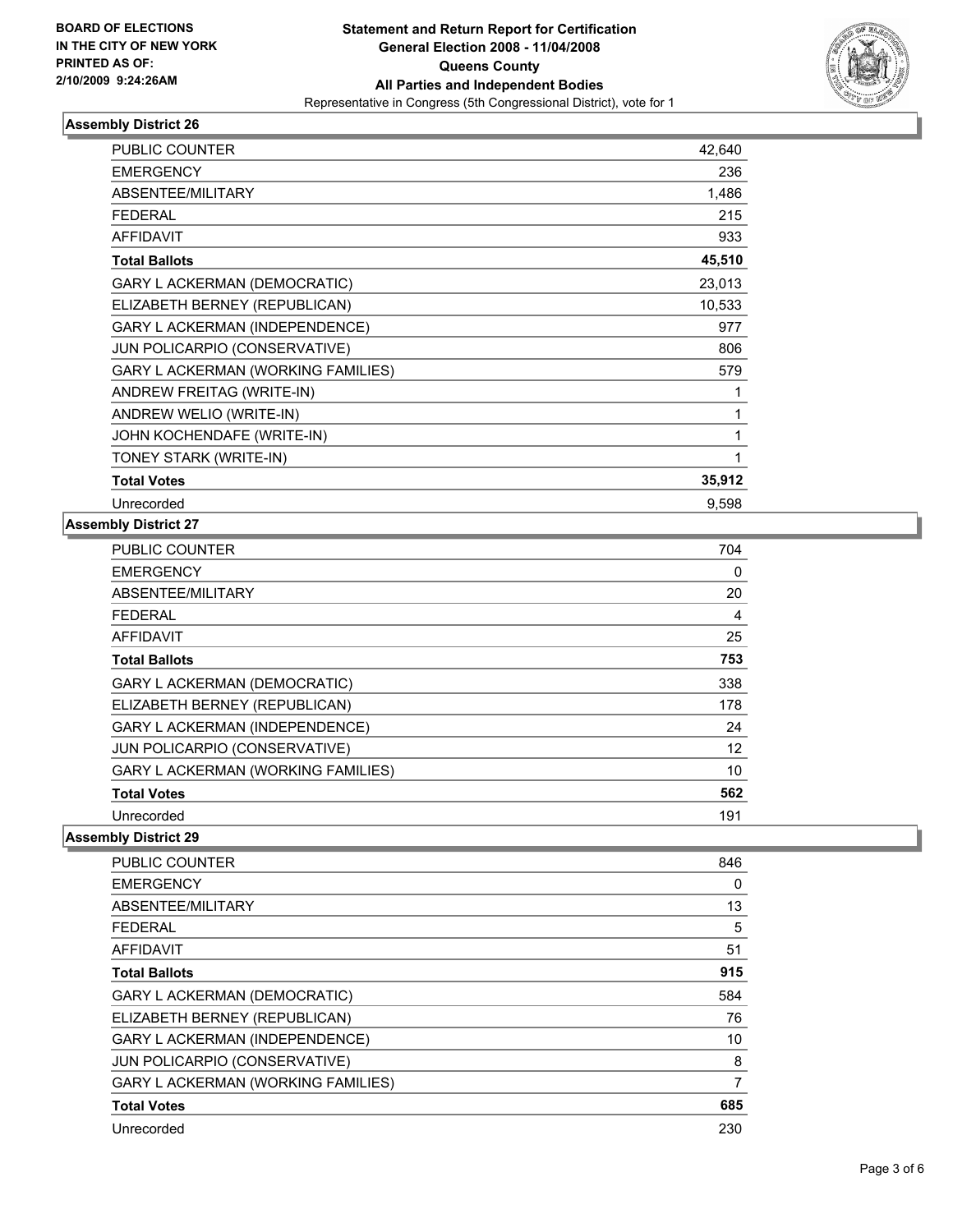**BOARD OF ELECTIONS IN THE CITY OF NEW YORK**
**PRINTED AS OF: 2/10/2009 9:24:26AM**

# Statement and Return Report for Certification
## General Election 2008 - 11/04/2008
## Queens County
## All Parties and Independent Bodies
Representative in Congress (5th Congressional District), vote for 1

### Assembly District 26

| | |
|---|---|
| PUBLIC COUNTER | 42,640 |
| EMERGENCY | 236 |
| ABSENTEE/MILITARY | 1,486 |
| FEDERAL | 215 |
| AFFIDAVIT | 933 |
| **Total Ballots** | **45,510** |
| GARY L ACKERMAN (DEMOCRATIC) | 23,013 |
| ELIZABETH BERNEY (REPUBLICAN) | 10,533 |
| GARY L ACKERMAN (INDEPENDENCE) | 977 |
| JUN POLICARPIO (CONSERVATIVE) | 806 |
| GARY L ACKERMAN (WORKING FAMILIES) | 579 |
| ANDREW FREITAG (WRITE-IN) | 1 |
| ANDREW WELIO (WRITE-IN) | 1 |
| JOHN KOCHENDAFE (WRITE-IN) | 1 |
| TONEY STARK (WRITE-IN) | 1 |
| **Total Votes** | **35,912** |
| Unrecorded | 9,598 |

### Assembly District 27

| | |
|---|---|
| PUBLIC COUNTER | 704 |
| EMERGENCY | 0 |
| ABSENTEE/MILITARY | 20 |
| FEDERAL | 4 |
| AFFIDAVIT | 25 |
| **Total Ballots** | **753** |
| GARY L ACKERMAN (DEMOCRATIC) | 338 |
| ELIZABETH BERNEY (REPUBLICAN) | 178 |
| GARY L ACKERMAN (INDEPENDENCE) | 24 |
| JUN POLICARPIO (CONSERVATIVE) | 12 |
| GARY L ACKERMAN (WORKING FAMILIES) | 10 |
| **Total Votes** | **562** |
| Unrecorded | 191 |

### Assembly District 29

| | |
|---|---|
| PUBLIC COUNTER | 846 |
| EMERGENCY | 0 |
| ABSENTEE/MILITARY | 13 |
| FEDERAL | 5 |
| AFFIDAVIT | 51 |
| **Total Ballots** | **915** |
| GARY L ACKERMAN (DEMOCRATIC) | 584 |
| ELIZABETH BERNEY (REPUBLICAN) | 76 |
| GARY L ACKERMAN (INDEPENDENCE) | 10 |
| JUN POLICARPIO (CONSERVATIVE) | 8 |
| GARY L ACKERMAN (WORKING FAMILIES) | 7 |
| **Total Votes** | **685** |
| Unrecorded | 230 |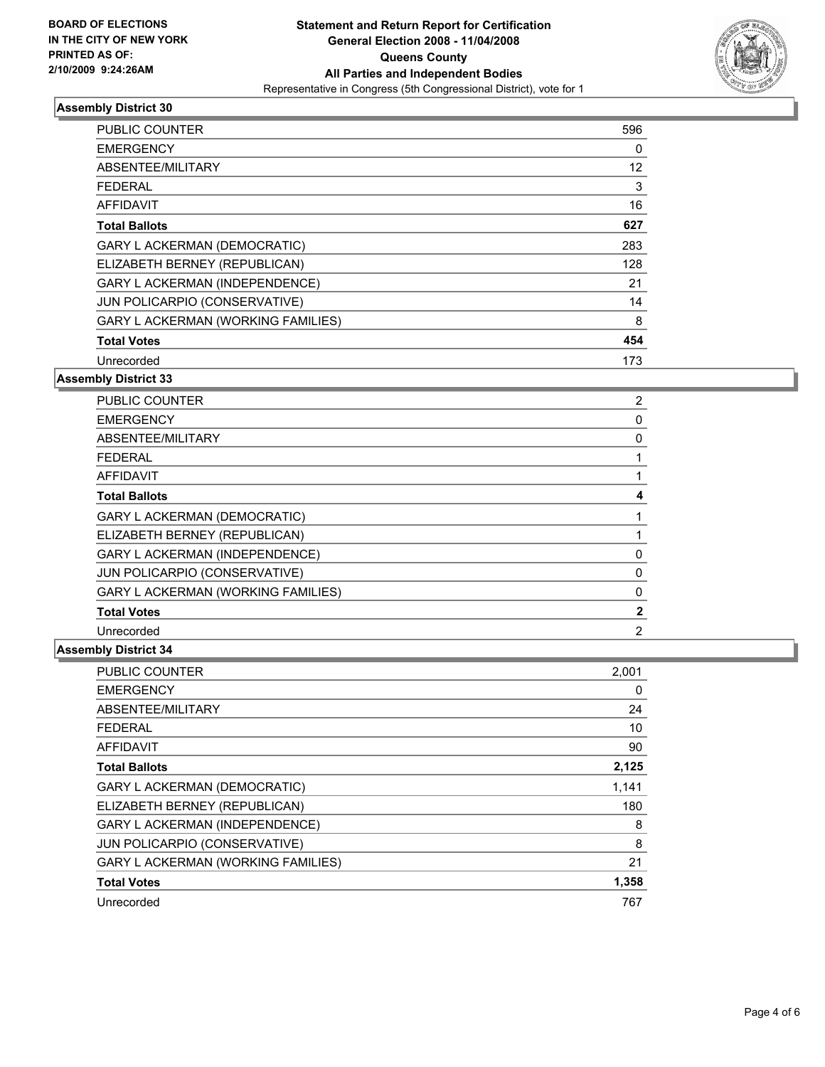BOARD OF ELECTIONS
IN THE CITY OF NEW YORK
PRINTED AS OF:
2/10/2009 9:24:26AM

**Statement and Return Report for Certification**
**General Election 2008 - 11/04/2008**
**Queens County**
**All Parties and Independent Bodies**
Representative in Congress (5th Congressional District), vote for 1

### Assembly District 30

| | |
|---|---|
| PUBLIC COUNTER | 596 |
| EMERGENCY | 0 |
| ABSENTEE/MILITARY | 12 |
| FEDERAL | 3 |
| AFFIDAVIT | 16 |
| **Total Ballots** | **627** |
| GARY L ACKERMAN (DEMOCRATIC) | 283 |
| ELIZABETH BERNEY (REPUBLICAN) | 128 |
| GARY L ACKERMAN (INDEPENDENCE) | 21 |
| JUN POLICARPIO (CONSERVATIVE) | 14 |
| GARY L ACKERMAN (WORKING FAMILIES) | 8 |
| **Total Votes** | **454** |
| Unrecorded | 173 |

### Assembly District 33

| | |
|---|---|
| PUBLIC COUNTER | 2 |
| EMERGENCY | 0 |
| ABSENTEE/MILITARY | 0 |
| FEDERAL | 1 |
| AFFIDAVIT | 1 |
| **Total Ballots** | **4** |
| GARY L ACKERMAN (DEMOCRATIC) | 1 |
| ELIZABETH BERNEY (REPUBLICAN) | 1 |
| GARY L ACKERMAN (INDEPENDENCE) | 0 |
| JUN POLICARPIO (CONSERVATIVE) | 0 |
| GARY L ACKERMAN (WORKING FAMILIES) | 0 |
| **Total Votes** | **2** |
| Unrecorded | 2 |

### Assembly District 34

| | |
|---|---|
| PUBLIC COUNTER | 2,001 |
| EMERGENCY | 0 |
| ABSENTEE/MILITARY | 24 |
| FEDERAL | 10 |
| AFFIDAVIT | 90 |
| **Total Ballots** | **2,125** |
| GARY L ACKERMAN (DEMOCRATIC) | 1,141 |
| ELIZABETH BERNEY (REPUBLICAN) | 180 |
| GARY L ACKERMAN (INDEPENDENCE) | 8 |
| JUN POLICARPIO (CONSERVATIVE) | 8 |
| GARY L ACKERMAN (WORKING FAMILIES) | 21 |
| **Total Votes** | **1,358** |
| Unrecorded | 767 |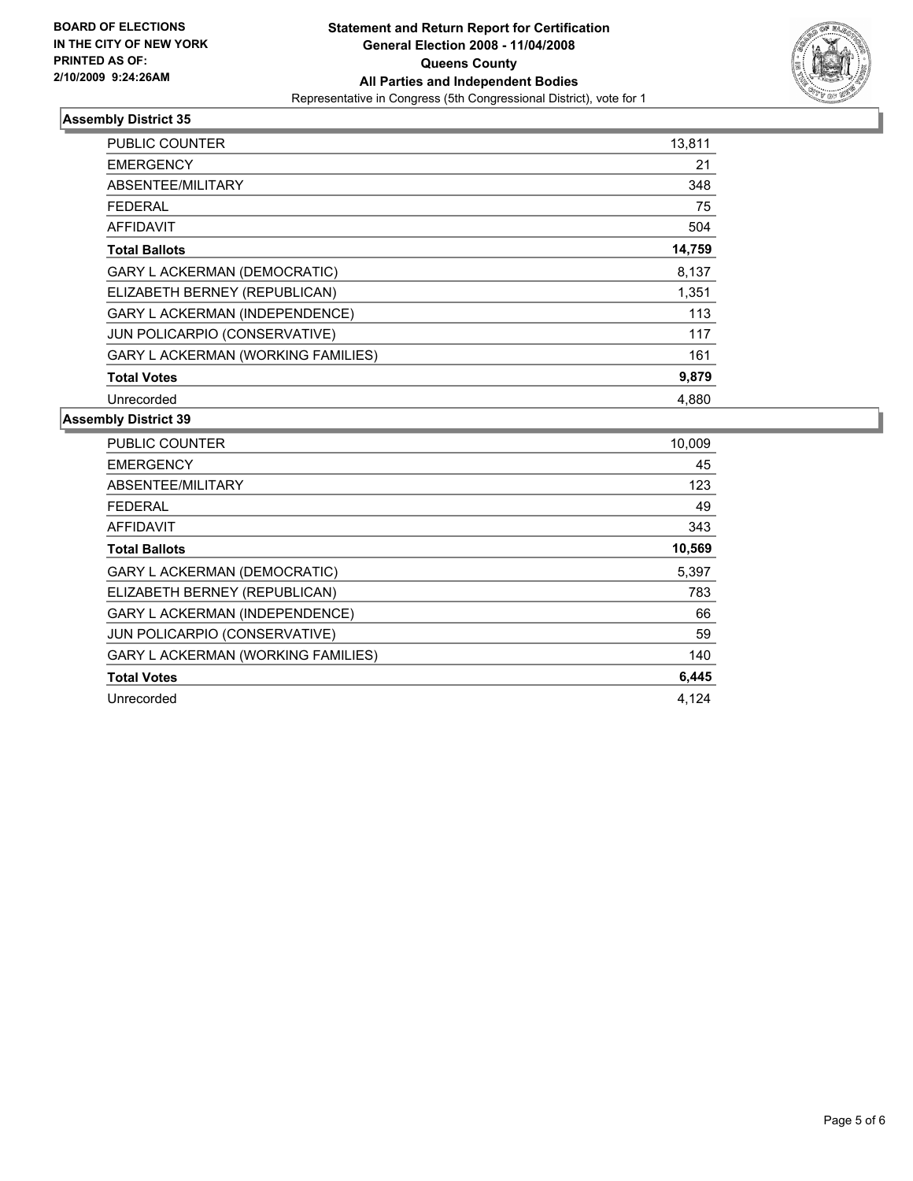**BOARD OF ELECTIONS IN THE CITY OF NEW YORK PRINTED AS OF: 2/10/2009 9:24:26AM**

# Statement and Return Report for Certification
## General Election 2008 - 11/04/2008
## Queens County
## All Parties and Independent Bodies
Representative in Congress (5th Congressional District), vote for 1

### Assembly District 35

| | |
|---|---|
| PUBLIC COUNTER | 13,811 |
| EMERGENCY | 21 |
| ABSENTEE/MILITARY | 348 |
| FEDERAL | 75 |
| AFFIDAVIT | 504 |
| **Total Ballots** | **14,759** |
| GARY L ACKERMAN (DEMOCRATIC) | 8,137 |
| ELIZABETH BERNEY (REPUBLICAN) | 1,351 |
| GARY L ACKERMAN (INDEPENDENCE) | 113 |
| JUN POLICARPIO (CONSERVATIVE) | 117 |
| GARY L ACKERMAN (WORKING FAMILIES) | 161 |
| **Total Votes** | **9,879** |
| Unrecorded | 4,880 |

### Assembly District 39

| | |
|---|---|
| PUBLIC COUNTER | 10,009 |
| EMERGENCY | 45 |
| ABSENTEE/MILITARY | 123 |
| FEDERAL | 49 |
| AFFIDAVIT | 343 |
| **Total Ballots** | **10,569** |
| GARY L ACKERMAN (DEMOCRATIC) | 5,397 |
| ELIZABETH BERNEY (REPUBLICAN) | 783 |
| GARY L ACKERMAN (INDEPENDENCE) | 66 |
| JUN POLICARPIO (CONSERVATIVE) | 59 |
| GARY L ACKERMAN (WORKING FAMILIES) | 140 |
| **Total Votes** | **6,445** |
| Unrecorded | 4,124 |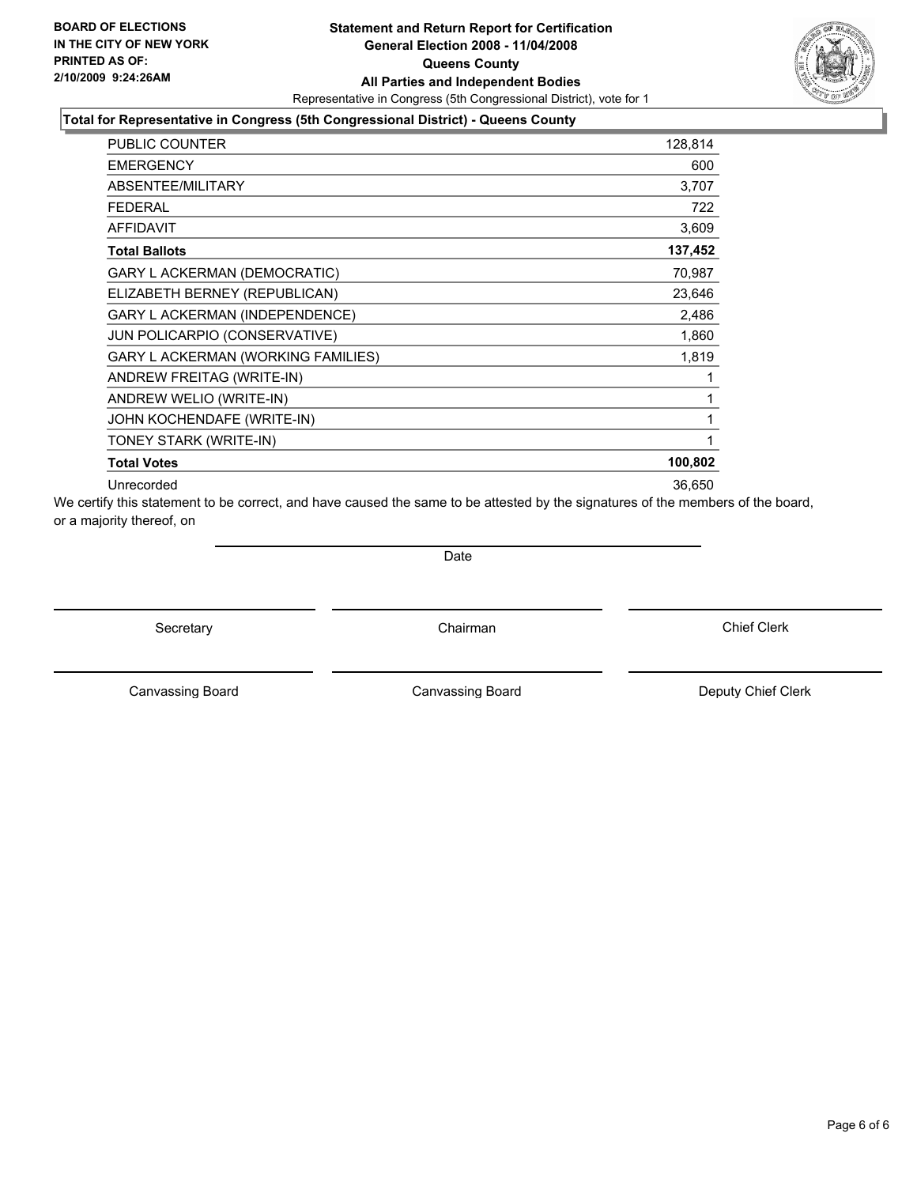**BOARD OF ELECTIONS IN THE CITY OF NEW YORK PRINTED AS OF: 2/10/2009 9:24:26AM**

**Statement and Return Report for Certification**
**General Election 2008 - 11/04/2008**
**Queens County**
**All Parties and Independent Bodies**
Representative in Congress (5th Congressional District), vote for 1

**Total for Representative in Congress (5th Congressional District) - Queens County**

| | |
|---|---|
| PUBLIC COUNTER | 128,814 |
| EMERGENCY | 600 |
| ABSENTEE/MILITARY | 3,707 |
| FEDERAL | 722 |
| AFFIDAVIT | 3,609 |
| **Total Ballots** | **137,452** |
| GARY L ACKERMAN (DEMOCRATIC) | 70,987 |
| ELIZABETH BERNEY (REPUBLICAN) | 23,646 |
| GARY L ACKERMAN (INDEPENDENCE) | 2,486 |
| JUN POLICARPIO (CONSERVATIVE) | 1,860 |
| GARY L ACKERMAN (WORKING FAMILIES) | 1,819 |
| ANDREW FREITAG (WRITE-IN) | 1 |
| ANDREW WELIO (WRITE-IN) | 1 |
| JOHN KOCHENDAFE (WRITE-IN) | 1 |
| TONEY STARK (WRITE-IN) | 1 |
| **Total Votes** | **100,802** |
| Unrecorded | 36,650 |

We certify this statement to be correct, and have caused the same to be attested by the signatures of the members of the board, or a majority thereof, on

Date

Secretary | Chairman | Chief Clerk

Canvassing Board | Canvassing Board | Deputy Chief Clerk